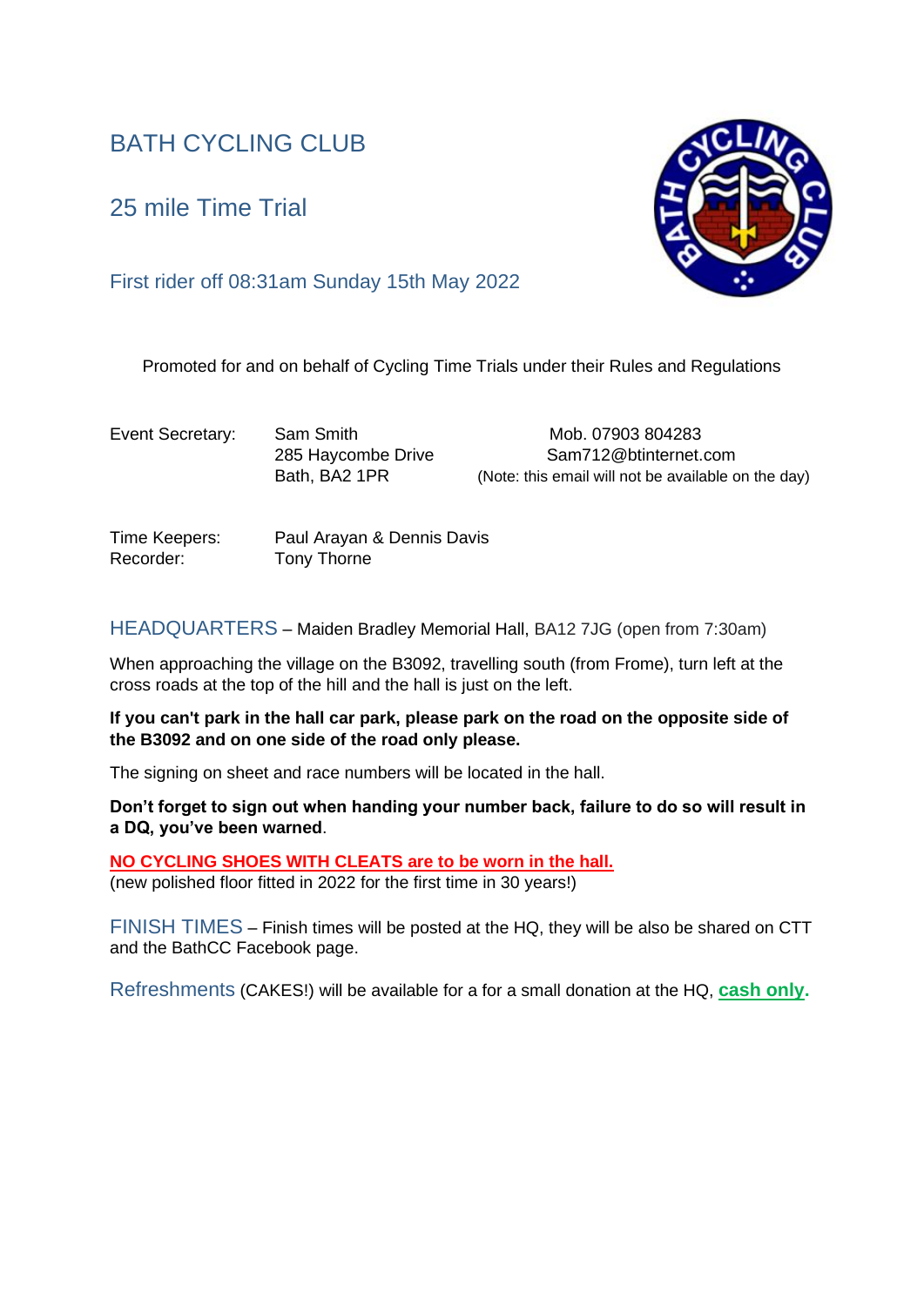# BATH CYCLING CLUB

## 25 mile Time Trial

### First rider off 08:31am Sunday 15th May 2022

Promoted for and on behalf of Cycling Time Trials under their Rules and Regulations

| | | |
|---|---|---|
| Event Secretary: | Sam Smith<br>285 Haycombe Drive<br>Bath, BA2 1PR | Mob. 07903 804283<br>Sam712@btinternet.com<br>(Note: this email will not be available on the day) |

Time Keepers: Paul Arayan & Dennis Davis
Recorder: Tony Thorne

HEADQUARTERS – Maiden Bradley Memorial Hall, BA12 7JG (open from 7:30am)

When approaching the village on the B3092, travelling south (from Frome), turn left at the cross roads at the top of the hill and the hall is just on the left.

**If you can't park in the hall car park, please park on the road on the opposite side of the B3092 and on one side of the road only please.**

The signing on sheet and race numbers will be located in the hall.

**Don't forget to sign out when handing your number back, failure to do so will result in a DQ, you've been warned**.

**NO CYCLING SHOES WITH CLEATS are to be worn in the hall.**
(new polished floor fitted in 2022 for the first time in 30 years!)

FINISH TIMES – Finish times will be posted at the HQ, they will be also be shared on CTT and the BathCC Facebook page.

Refreshments (CAKES!) will be available for a for a small donation at the HQ, **cash only.**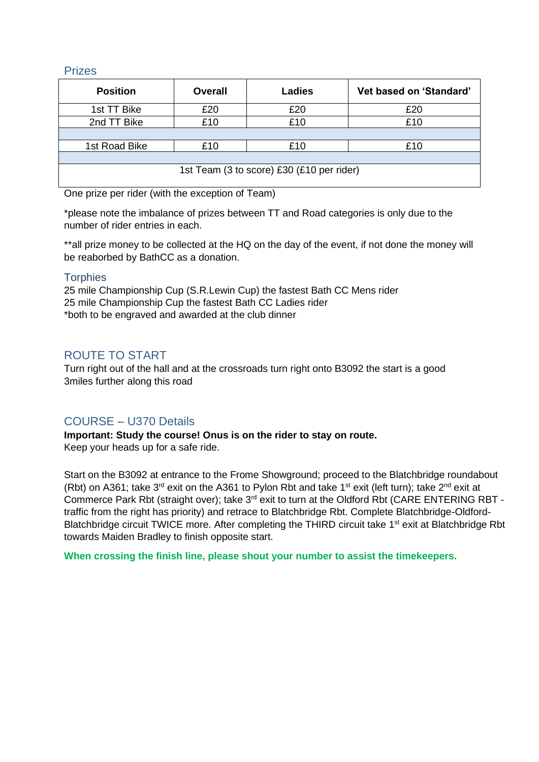## Prizes

| Position | Overall | Ladies | Vet based on 'Standard' |
|---|---|---|---|
| 1st TT Bike | £20 | £20 | £20 |
| 2nd TT Bike | £10 | £10 | £10 |
| | | | |
| 1st Road Bike | £10 | £10 | £10 |
| | | | |
| 1st Team (3 to score) £30 (£10 per rider) | | | |

One prize per rider (with the exception of Team)

*please note the imbalance of prizes between TT and Road categories is only due to the number of rider entries in each.

**all prize money to be collected at the HQ on the day of the event, if not done the money will be reaborbed by BathCC as a donation.

## Torphies

25 mile Championship Cup (S.R.Lewin Cup) the fastest Bath CC Mens rider
25 mile Championship Cup the fastest Bath CC Ladies rider
*both to be engraved and awarded at the club dinner

## ROUTE TO START

Turn right out of the hall and at the crossroads turn right onto B3092 the start is a good 3miles further along this road

## COURSE – U370 Details

**Important: Study the course! Onus is on the rider to stay on route.**
Keep your heads up for a safe ride.

Start on the B3092 at entrance to the Frome Showground; proceed to the Blatchbridge roundabout (Rbt) on A361; take 3rd exit on the A361 to Pylon Rbt and take 1st exit (left turn); take 2nd exit at Commerce Park Rbt (straight over); take 3rd exit to turn at the Oldford Rbt (CARE ENTERING RBT - traffic from the right has priority) and retrace to Blatchbridge Rbt. Complete Blatchbridge-Oldford-Blatchbridge circuit TWICE more. After completing the THIRD circuit take 1st exit at Blatchbridge Rbt towards Maiden Bradley to finish opposite start.

**When crossing the finish line, please shout your number to assist the timekeepers.**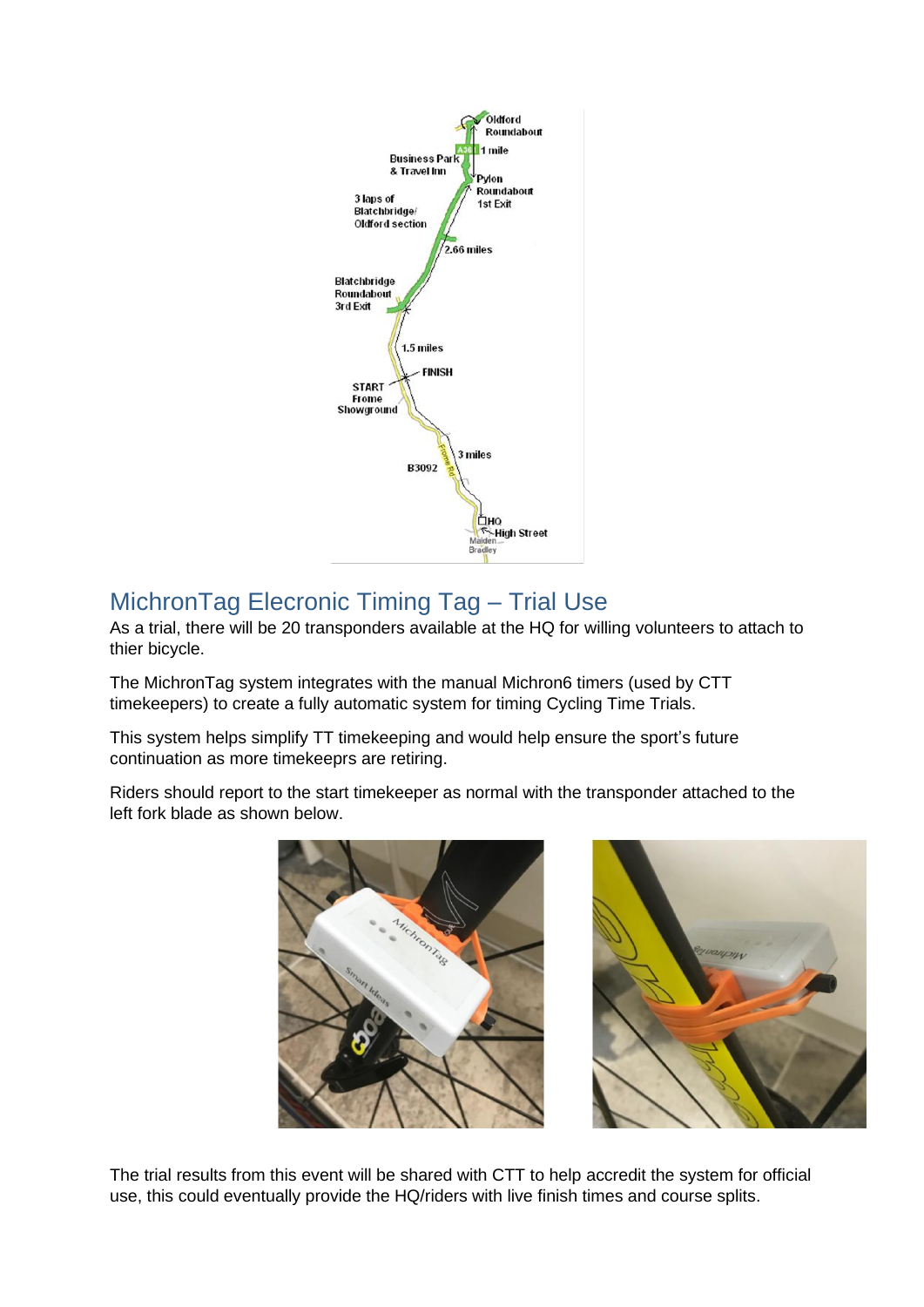Oldford Roundabout

1 mile

Business Park & Travel Inn

Pylon Roundabout 1st Exit

3 laps of Blatchbridge/ Oldford section

2.66 miles

Blatchbridge Roundabout 3rd Exit

1.5 miles

FINISH

START Frome Showground

3 miles

B3092

HQ

High Street

## MichronTag Elecronic Timing Tag – Trial Use

As a trial, there will be 20 transponders available at the HQ for willing volunteers to attach to thier bicycle.

The MichronTag system integrates with the manual Michron6 timers (used by CTT timekeepers) to create a fully automatic system for timing Cycling Time Trials.

This system helps simplify TT timekeeping and would help ensure the sport's future continuation as more timekeeprs are retiring.

Riders should report to the start timekeeper as normal with the transponder attached to the left fork blade as shown below.

The trial results from this event will be shared with CTT to help accredit the system for official use, this could eventually provide the HQ/riders with live finish times and course splits.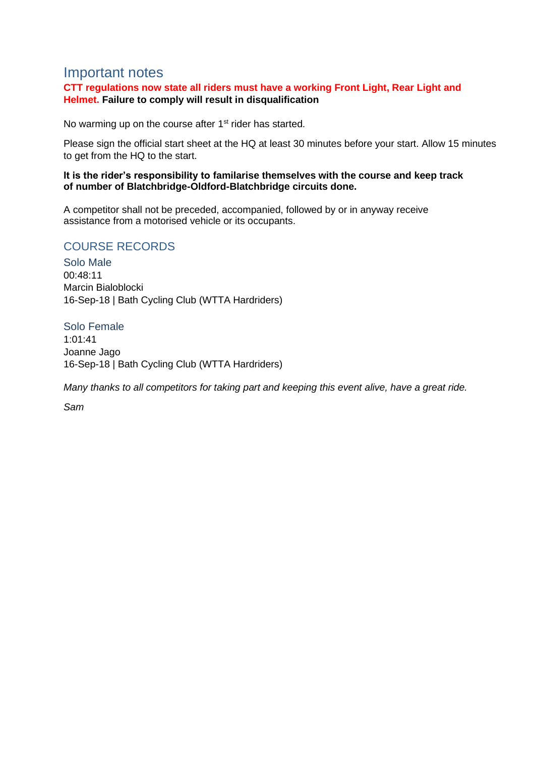## Important notes

**CTT regulations now state all riders must have a working Front Light, Rear Light and Helmet. Failure to comply will result in disqualification**

No warming up on the course after 1st rider has started.

Please sign the official start sheet at the HQ at least 30 minutes before your start. Allow 15 minutes to get from the HQ to the start.

**It is the rider's responsibility to familarise themselves with the course and keep track of number of Blatchbridge-Oldford-Blatchbridge circuits done.**

A competitor shall not be preceded, accompanied, followed by or in anyway receive assistance from a motorised vehicle or its occupants.

## COURSE RECORDS

### Solo Male

00:48:11
Marcin Bialoblocki
16-Sep-18 | Bath Cycling Club (WTTA Hardriders)

### Solo Female

1:01:41
Joanne Jago
16-Sep-18 | Bath Cycling Club (WTTA Hardriders)

*Many thanks to all competitors for taking part and keeping this event alive, have a great ride.*

*Sam*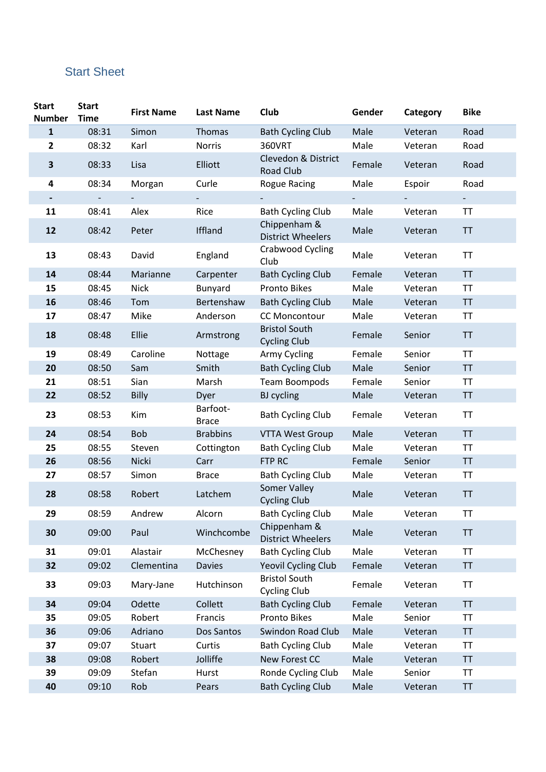## Start Sheet

| Start Number | Start Time | First Name | Last Name | Club | Gender | Category | Bike |
|---|---|---|---|---|---|---|---|
| **1** | 08:31 | Simon | Thomas | Bath Cycling Club | Male | Veteran | Road |
| **2** | 08:32 | Karl | Norris | 360VRT | Male | Veteran | Road |
| **3** | 08:33 | Lisa | Elliott | Clevedon & District Road Club | Female | Veteran | Road |
| **4** | 08:34 | Morgan | Curle | Rogue Racing | Male | Espoir | Road |
| **-** | - | - | - | - | - | - | - |
| **11** | 08:41 | Alex | Rice | Bath Cycling Club | Male | Veteran | TT |
| **12** | 08:42 | Peter | Iffland | Chippenham & District Wheelers | Male | Veteran | TT |
| **13** | 08:43 | David | England | Crabwood Cycling Club | Male | Veteran | TT |
| **14** | 08:44 | Marianne | Carpenter | Bath Cycling Club | Female | Veteran | TT |
| **15** | 08:45 | Nick | Bunyard | Pronto Bikes | Male | Veteran | TT |
| **16** | 08:46 | Tom | Bertenshaw | Bath Cycling Club | Male | Veteran | TT |
| **17** | 08:47 | Mike | Anderson | CC Moncontour | Male | Veteran | TT |
| **18** | 08:48 | Ellie | Armstrong | Bristol South Cycling Club | Female | Senior | TT |
| **19** | 08:49 | Caroline | Nottage | Army Cycling | Female | Senior | TT |
| **20** | 08:50 | Sam | Smith | Bath Cycling Club | Male | Senior | TT |
| **21** | 08:51 | Sian | Marsh | Team Boompods | Female | Senior | TT |
| **22** | 08:52 | Billy | Dyer | BJ cycling | Male | Veteran | TT |
| **23** | 08:53 | Kim | Barfoot-Brace | Bath Cycling Club | Female | Veteran | TT |
| **24** | 08:54 | Bob | Brabbins | VTTA West Group | Male | Veteran | TT |
| **25** | 08:55 | Steven | Cottington | Bath Cycling Club | Male | Veteran | TT |
| **26** | 08:56 | Nicki | Carr | FTP RC | Female | Senior | TT |
| **27** | 08:57 | Simon | Brace | Bath Cycling Club | Male | Veteran | TT |
| **28** | 08:58 | Robert | Latchem | Somer Valley Cycling Club | Male | Veteran | TT |
| **29** | 08:59 | Andrew | Alcorn | Bath Cycling Club | Male | Veteran | TT |
| **30** | 09:00 | Paul | Winchcombe | Chippenham & District Wheelers | Male | Veteran | TT |
| **31** | 09:01 | Alastair | McChesney | Bath Cycling Club | Male | Veteran | TT |
| **32** | 09:02 | Clementina | Davies | Yeovil Cycling Club | Female | Veteran | TT |
| **33** | 09:03 | Mary-Jane | Hutchinson | Bristol South Cycling Club | Female | Veteran | TT |
| **34** | 09:04 | Odette | Collett | Bath Cycling Club | Female | Veteran | TT |
| **35** | 09:05 | Robert | Francis | Pronto Bikes | Male | Senior | TT |
| **36** | 09:06 | Adriano | Dos Santos | Swindon Road Club | Male | Veteran | TT |
| **37** | 09:07 | Stuart | Curtis | Bath Cycling Club | Male | Veteran | TT |
| **38** | 09:08 | Robert | Jolliffe | New Forest CC | Male | Veteran | TT |
| **39** | 09:09 | Stefan | Hurst | Ronde Cycling Club | Male | Senior | TT |
| **40** | 09:10 | Rob | Pears | Bath Cycling Club | Male | Veteran | TT |